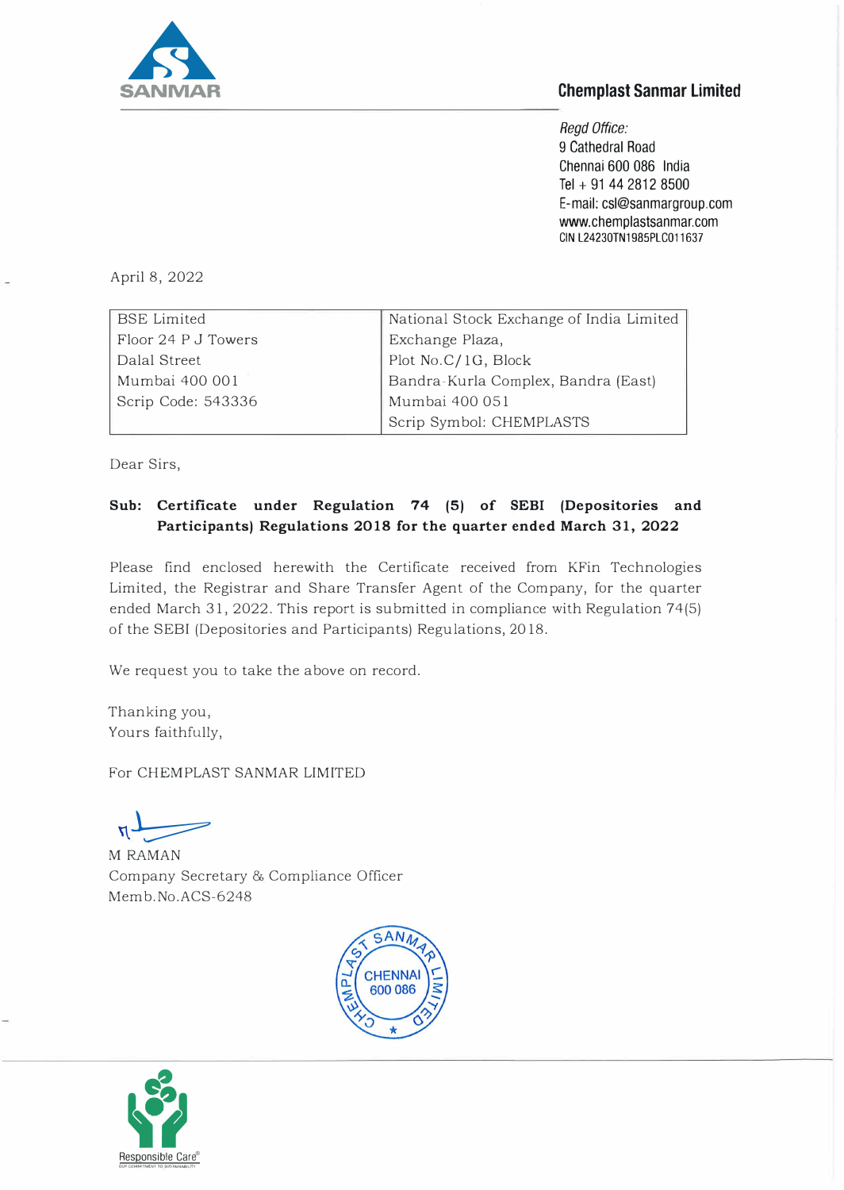SANMAR

**Chemplast Sanmar Limited**

*Regd Office:*
9 Cathedral Road
Chennai 600 086 India
Tel + 91 44 2812 8500
E-mail: csl@sanmargroup.com
www.chemplastsanmar.com
CIN L24230TN1985PLC011637

April 8, 2022

| BSE Limited<br>Floor 24 P J Towers<br>Dalal Street<br>Mumbai 400 001<br>Scrip Code: 543336 | National Stock Exchange of India Limited<br>Exchange Plaza,<br>Plot No.C/1G, Block<br>Bandra-Kurla Complex, Bandra (East)<br>Mumbai 400 051<br>Scrip Symbol: CHEMPLASTS |
|---|---|

Dear Sirs,

**Sub: Certificate under Regulation 74 (5) of SEBI (Depositories and Participants) Regulations 2018 for the quarter ended March 31, 2022**

Please find enclosed herewith the Certificate received from KFin Technologies Limited, the Registrar and Share Transfer Agent of the Company, for the quarter ended March 31, 2022. This report is submitted in compliance with Regulation 74(5) of the SEBI (Depositories and Participants) Regulations, 2018.

We request you to take the above on record.

Thanking you,
Yours faithfully,

For CHEMPLAST SANMAR LIMITED

M RAMAN
Company Secretary & Compliance Officer
Memb.No.ACS-6248

CHEMPLAST SANMAR LIMITED CHENNAI 600 086

Responsible Care®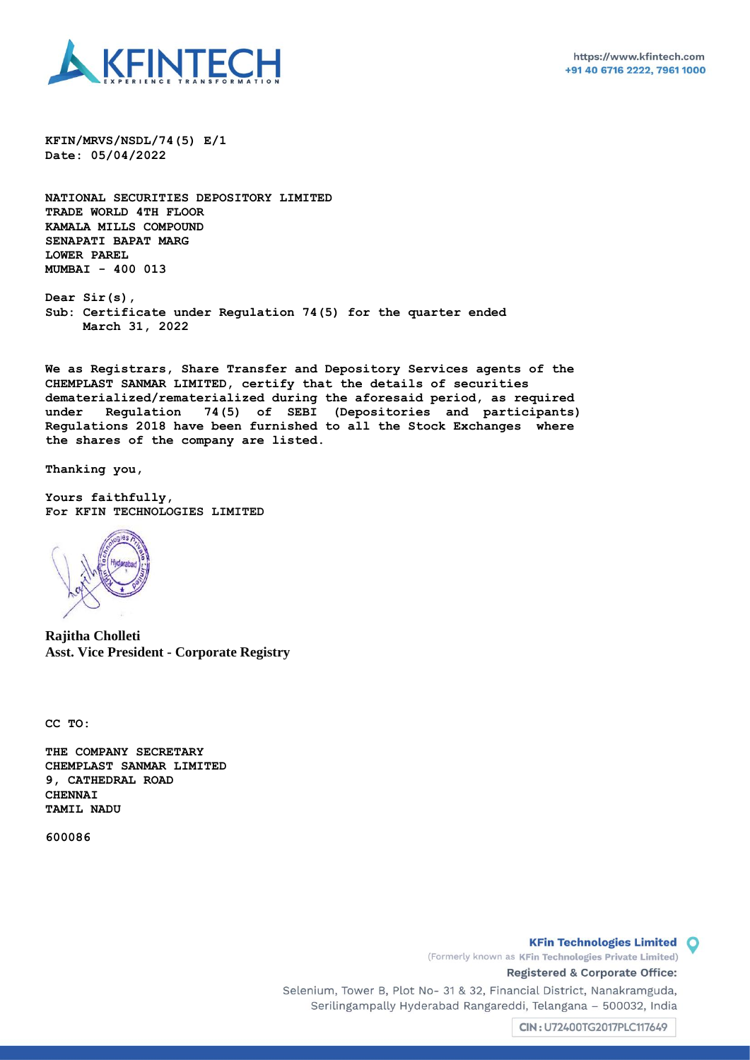KFIN/MRVS/NSDL/74(5) E/1
Date: 05/04/2022

NATIONAL SECURITIES DEPOSITORY LIMITED
TRADE WORLD 4TH FLOOR
KAMALA MILLS COMPOUND
SENAPATI BAPAT MARG
LOWER PAREL
MUMBAI - 400 013

Dear Sir(s),
Sub: Certificate under Regulation 74(5) for the quarter ended March 31, 2022

We as Registrars, Share Transfer and Depository Services agents of the CHEMPLAST SANMAR LIMITED, certify that the details of securities dematerialized/rematerialized during the aforesaid period, as required under Regulation 74(5) of SEBI (Depositories and participants) Regulations 2018 have been furnished to all the Stock Exchanges where the shares of the company are listed.

Thanking you,

Yours faithfully,
For KFIN TECHNOLOGIES LIMITED

**Rajitha Cholleti**
**Asst. Vice President - Corporate Registry**

CC TO:

THE COMPANY SECRETARY
CHEMPLAST SANMAR LIMITED
9, CATHEDRAL ROAD
CHENNAI
TAMIL NADU

600086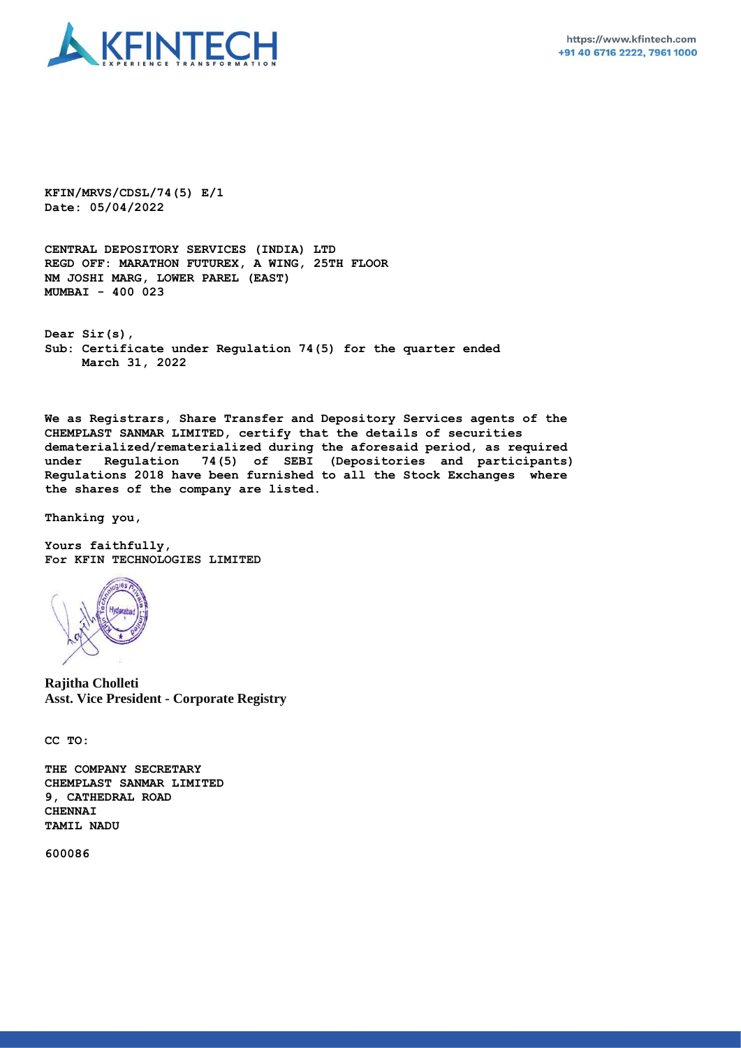**KFIN/MRVS/CDSL/74(5) E/1**
**Date: 05/04/2022**

**CENTRAL DEPOSITORY SERVICES (INDIA) LTD**
**REGD OFF: MARATHON FUTUREX, A WING, 25TH FLOOR**
**NM JOSHI MARG, LOWER PAREL (EAST)**
**MUMBAI - 400 023**

**Dear Sir(s),**
**Sub: Certificate under Regulation 74(5) for the quarter ended March 31, 2022**

**We as Registrars, Share Transfer and Depository Services agents of the CHEMPLAST SANMAR LIMITED, certify that the details of securities dematerialized/rematerialized during the aforesaid period, as required under Regulation 74(5) of SEBI (Depositories and participants) Regulations 2018 have been furnished to all the Stock Exchanges where the shares of the company are listed.**

**Thanking you,**

**Yours faithfully,**
**For KFIN TECHNOLOGIES LIMITED**

**Rajitha Cholleti**
**Asst. Vice President - Corporate Registry**

**CC TO:**

**THE COMPANY SECRETARY**
**CHEMPLAST SANMAR LIMITED**
**9, CATHEDRAL ROAD**
**CHENNAI**
**TAMIL NADU**

**600086**